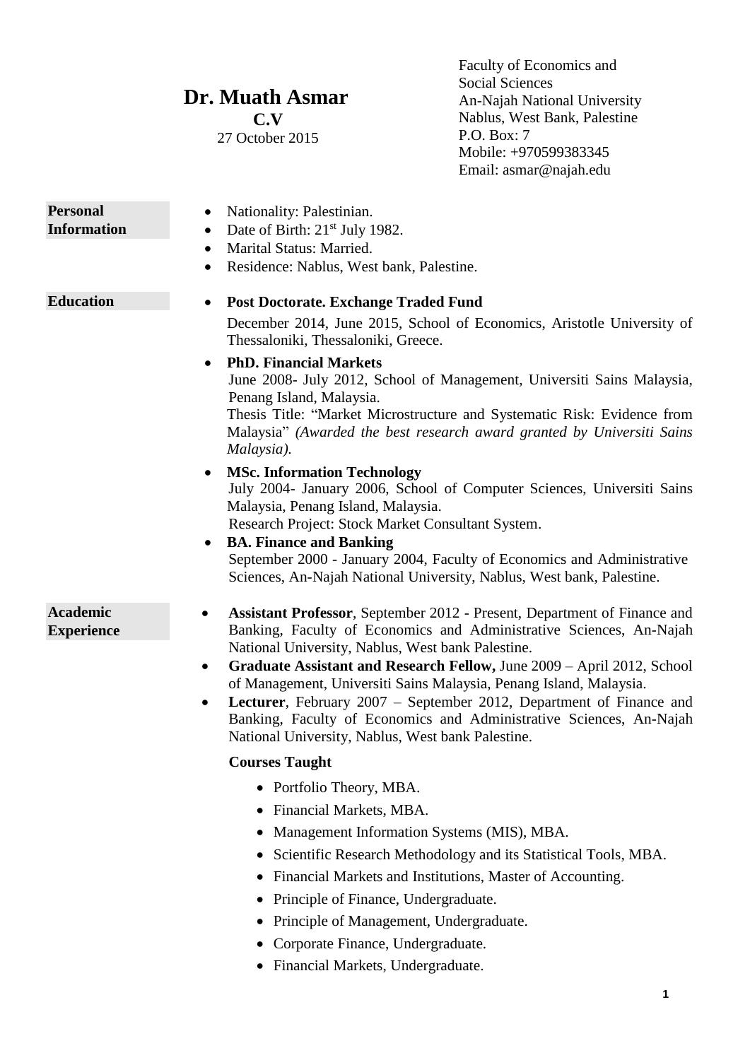# Dr. Muath Asmar

**C.V**

27 October 2015

Faculty of Economics and Social Sciences
An-Najah National University
Nablus, West Bank, Palestine
P.O. Box: 7
Mobile: +970599383345
Email: asmar@najah.edu

## Personal Information

- Nationality: Palestinian.
- Date of Birth: 21st July 1982.
- Marital Status: Married.
- Residence: Nablus, West bank, Palestine.

## Education

- **Post Doctorate. Exchange Traded Fund**
  December 2014, June 2015, School of Economics, Aristotle University of Thessaloniki, Thessaloniki, Greece.
- **PhD. Financial Markets**
  June 2008- July 2012, School of Management, Universiti Sains Malaysia, Penang Island, Malaysia.
  Thesis Title: "Market Microstructure and Systematic Risk: Evidence from Malaysia" *(Awarded the best research award granted by Universiti Sains Malaysia).*
- **MSc. Information Technology**
  July 2004- January 2006, School of Computer Sciences, Universiti Sains Malaysia, Penang Island, Malaysia.
  Research Project: Stock Market Consultant System.
- **BA. Finance and Banking**
  September 2000 - January 2004, Faculty of Economics and Administrative Sciences, An-Najah National University, Nablus, West bank, Palestine.

## Academic Experience

- **Assistant Professor**, September 2012 - Present, Department of Finance and Banking, Faculty of Economics and Administrative Sciences, An-Najah National University, Nablus, West bank Palestine.
- **Graduate Assistant and Research Fellow,** June 2009 – April 2012, School of Management, Universiti Sains Malaysia, Penang Island, Malaysia.
- **Lecturer**, February 2007 – September 2012, Department of Finance and Banking, Faculty of Economics and Administrative Sciences, An-Najah National University, Nablus, West bank Palestine.

**Courses Taught**

- Portfolio Theory, MBA.
- Financial Markets, MBA.
- Management Information Systems (MIS), MBA.
- Scientific Research Methodology and its Statistical Tools, MBA.
- Financial Markets and Institutions, Master of Accounting.
- Principle of Finance, Undergraduate.
- Principle of Management, Undergraduate.
- Corporate Finance, Undergraduate.
- Financial Markets, Undergraduate.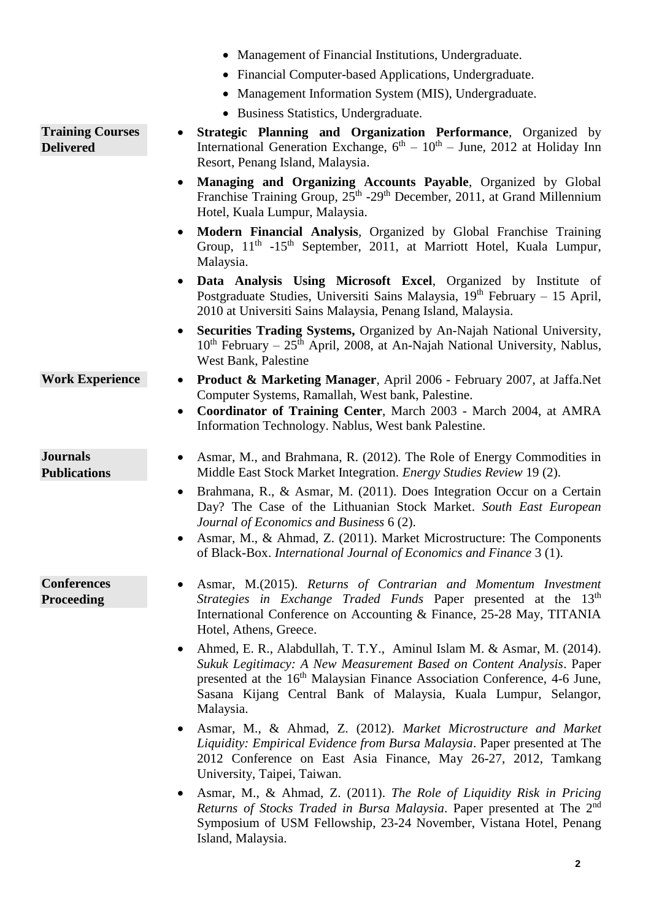- Management of Financial Institutions, Undergraduate.
- Financial Computer-based Applications, Undergraduate.
- Management Information System (MIS), Undergraduate.
- Business Statistics, Undergraduate.

**Training Courses Delivered**

- **Strategic Planning and Organization Performance**, Organized by International Generation Exchange, 6th – 10th – June, 2012 at Holiday Inn Resort, Penang Island, Malaysia.
- **Managing and Organizing Accounts Payable**, Organized by Global Franchise Training Group, 25th -29th December, 2011, at Grand Millennium Hotel, Kuala Lumpur, Malaysia.
- **Modern Financial Analysis**, Organized by Global Franchise Training Group, 11th -15th September, 2011, at Marriott Hotel, Kuala Lumpur, Malaysia.
- **Data Analysis Using Microsoft Excel**, Organized by Institute of Postgraduate Studies, Universiti Sains Malaysia, 19th February – 15 April, 2010 at Universiti Sains Malaysia, Penang Island, Malaysia.
- **Securities Trading Systems,** Organized by An-Najah National University, 10th February – 25th April, 2008, at An-Najah National University, Nablus, West Bank, Palestine

**Work Experience**

- **Product & Marketing Manager**, April 2006 - February 2007, at Jaffa.Net Computer Systems, Ramallah, West bank, Palestine.
- **Coordinator of Training Center**, March 2003 - March 2004, at AMRA Information Technology. Nablus, West bank Palestine.

**Journals Publications**

- Asmar, M., and Brahmana, R. (2012). The Role of Energy Commodities in Middle East Stock Market Integration. *Energy Studies Review* 19 (2).
- Brahmana, R., & Asmar, M. (2011). Does Integration Occur on a Certain Day? The Case of the Lithuanian Stock Market. *South East European Journal of Economics and Business* 6 (2).
- Asmar, M., & Ahmad, Z. (2011). Market Microstructure: The Components of Black-Box. *International Journal of Economics and Finance* 3 (1).

**Conferences Proceeding**

- Asmar, M.(2015). *Returns of Contrarian and Momentum Investment Strategies in Exchange Traded Funds* Paper presented at the 13th International Conference on Accounting & Finance, 25-28 May, TITANIA Hotel, Athens, Greece.
- Ahmed, E. R., Alabdullah, T. T.Y., Aminul Islam M. & Asmar, M. (2014). *Sukuk Legitimacy: A New Measurement Based on Content Analysis*. Paper presented at the 16th Malaysian Finance Association Conference, 4-6 June, Sasana Kijang Central Bank of Malaysia, Kuala Lumpur, Selangor, Malaysia.
- Asmar, M., & Ahmad, Z. (2012). *Market Microstructure and Market Liquidity: Empirical Evidence from Bursa Malaysia*. Paper presented at The 2012 Conference on East Asia Finance, May 26-27, 2012, Tamkang University, Taipei, Taiwan.
- Asmar, M., & Ahmad, Z. (2011). *The Role of Liquidity Risk in Pricing Returns of Stocks Traded in Bursa Malaysia*. Paper presented at The 2nd Symposium of USM Fellowship, 23-24 November, Vistana Hotel, Penang Island, Malaysia.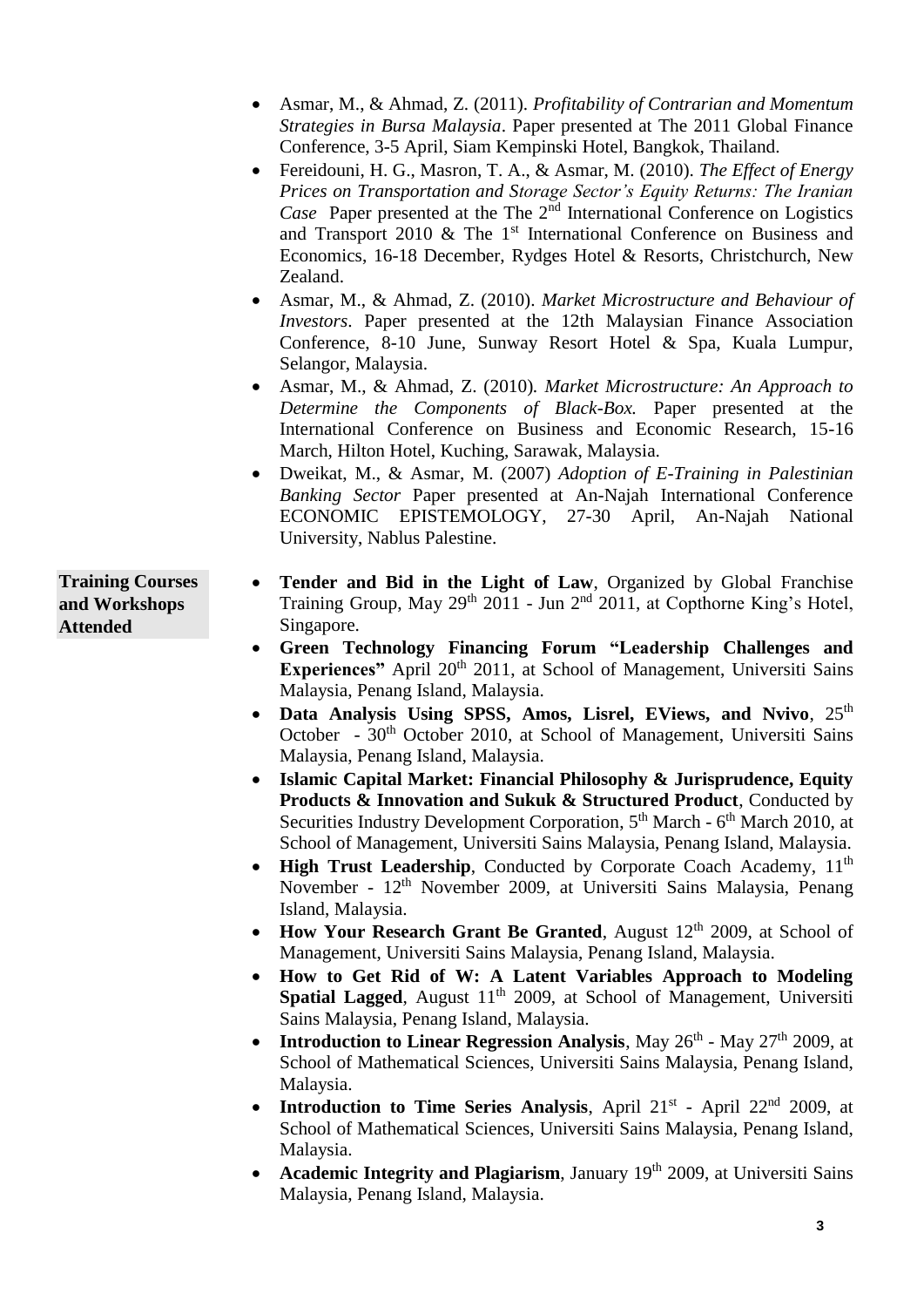- Asmar, M., & Ahmad, Z. (2011). *Profitability of Contrarian and Momentum Strategies in Bursa Malaysia*. Paper presented at The 2011 Global Finance Conference, 3-5 April, Siam Kempinski Hotel, Bangkok, Thailand.
- Fereidouni, H. G., Masron, T. A., & Asmar, M. (2010). *The Effect of Energy Prices on Transportation and Storage Sector's Equity Returns: The Iranian Case* Paper presented at the The 2nd International Conference on Logistics and Transport 2010 & The 1st International Conference on Business and Economics, 16-18 December, Rydges Hotel & Resorts, Christchurch, New Zealand.
- Asmar, M., & Ahmad, Z. (2010). *Market Microstructure and Behaviour of Investors*. Paper presented at the 12th Malaysian Finance Association Conference, 8-10 June, Sunway Resort Hotel & Spa, Kuala Lumpur, Selangor, Malaysia.
- Asmar, M., & Ahmad, Z. (2010). *Market Microstructure: An Approach to Determine the Components of Black-Box.* Paper presented at the International Conference on Business and Economic Research, 15-16 March, Hilton Hotel, Kuching, Sarawak, Malaysia.
- Dweikat, M., & Asmar, M. (2007) *Adoption of E-Training in Palestinian Banking Sector* Paper presented at An-Najah International Conference ECONOMIC EPISTEMOLOGY, 27-30 April, An-Najah National University, Nablus Palestine.

**Training Courses and Workshops Attended**

- **Tender and Bid in the Light of Law**, Organized by Global Franchise Training Group, May 29th 2011 - Jun 2nd 2011, at Copthorne King's Hotel, Singapore.
- **Green Technology Financing Forum "Leadership Challenges and Experiences"** April 20th 2011, at School of Management, Universiti Sains Malaysia, Penang Island, Malaysia.
- **Data Analysis Using SPSS, Amos, Lisrel, EViews, and Nvivo**, 25th October - 30th October 2010, at School of Management, Universiti Sains Malaysia, Penang Island, Malaysia.
- **Islamic Capital Market: Financial Philosophy & Jurisprudence, Equity Products & Innovation and Sukuk & Structured Product**, Conducted by Securities Industry Development Corporation, 5th March - 6th March 2010, at School of Management, Universiti Sains Malaysia, Penang Island, Malaysia.
- **High Trust Leadership**, Conducted by Corporate Coach Academy, 11th November - 12th November 2009, at Universiti Sains Malaysia, Penang Island, Malaysia.
- **How Your Research Grant Be Granted**, August 12th 2009, at School of Management, Universiti Sains Malaysia, Penang Island, Malaysia.
- **How to Get Rid of W: A Latent Variables Approach to Modeling Spatial Lagged**, August 11th 2009, at School of Management, Universiti Sains Malaysia, Penang Island, Malaysia.
- **Introduction to Linear Regression Analysis**, May 26th - May 27th 2009, at School of Mathematical Sciences, Universiti Sains Malaysia, Penang Island, Malaysia.
- **Introduction to Time Series Analysis**, April 21st - April 22nd 2009, at School of Mathematical Sciences, Universiti Sains Malaysia, Penang Island, Malaysia.
- **Academic Integrity and Plagiarism**, January 19th 2009, at Universiti Sains Malaysia, Penang Island, Malaysia.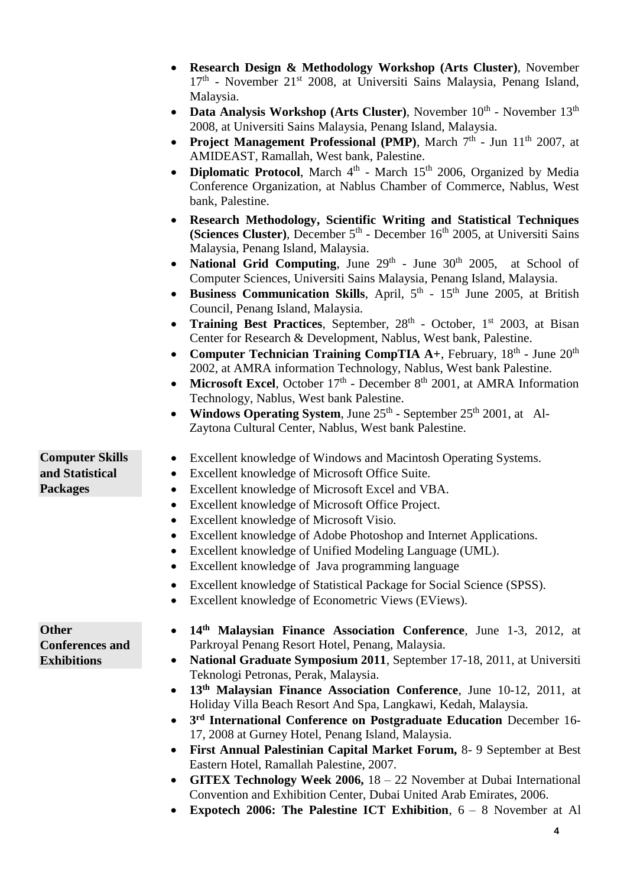- **Research Design & Methodology Workshop (Arts Cluster)**, November 17th - November 21st 2008, at Universiti Sains Malaysia, Penang Island, Malaysia.
- **Data Analysis Workshop (Arts Cluster)**, November 10th - November 13th 2008, at Universiti Sains Malaysia, Penang Island, Malaysia.
- **Project Management Professional (PMP)**, March 7th - Jun 11th 2007, at AMIDEAST, Ramallah, West bank, Palestine.
- **Diplomatic Protocol**, March 4th - March 15th 2006, Organized by Media Conference Organization, at Nablus Chamber of Commerce, Nablus, West bank, Palestine.
- **Research Methodology, Scientific Writing and Statistical Techniques (Sciences Cluster)**, December 5th - December 16th 2005, at Universiti Sains Malaysia, Penang Island, Malaysia.
- **National Grid Computing**, June 29th - June 30th 2005, at School of Computer Sciences, Universiti Sains Malaysia, Penang Island, Malaysia.
- **Business Communication Skills**, April, 5th - 15th June 2005, at British Council, Penang Island, Malaysia.
- **Training Best Practices**, September, 28th - October, 1st 2003, at Bisan Center for Research & Development, Nablus, West bank, Palestine.
- **Computer Technician Training CompTIA A+**, February, 18th - June 20th 2002, at AMRA information Technology, Nablus, West bank Palestine.
- **Microsoft Excel**, October 17th - December 8th 2001, at AMRA Information Technology, Nablus, West bank Palestine.
- **Windows Operating System**, June 25th - September 25th 2001, at Al-Zaytona Cultural Center, Nablus, West bank Palestine.

**Computer Skills and Statistical Packages**

- Excellent knowledge of Windows and Macintosh Operating Systems.
- Excellent knowledge of Microsoft Office Suite.
- Excellent knowledge of Microsoft Excel and VBA.
- Excellent knowledge of Microsoft Office Project.
- Excellent knowledge of Microsoft Visio.
- Excellent knowledge of Adobe Photoshop and Internet Applications.
- Excellent knowledge of Unified Modeling Language (UML).
- Excellent knowledge of Java programming language
- Excellent knowledge of Statistical Package for Social Science (SPSS).
- Excellent knowledge of Econometric Views (EViews).

**Other Conferences and Exhibitions**

- **14th Malaysian Finance Association Conference**, June 1-3, 2012, at Parkroyal Penang Resort Hotel, Penang, Malaysia.
- **National Graduate Symposium 2011**, September 17-18, 2011, at Universiti Teknologi Petronas, Perak, Malaysia.
- **13th Malaysian Finance Association Conference**, June 10-12, 2011, at Holiday Villa Beach Resort And Spa, Langkawi, Kedah, Malaysia.
- **3rd International Conference on Postgraduate Education** December 16-17, 2008 at Gurney Hotel, Penang Island, Malaysia.
- **First Annual Palestinian Capital Market Forum,** 8- 9 September at Best Eastern Hotel, Ramallah Palestine, 2007.
- **GITEX Technology Week 2006,** 18 – 22 November at Dubai International Convention and Exhibition Center, Dubai United Arab Emirates, 2006.
- **Expotech 2006: The Palestine ICT Exhibition**, 6 – 8 November at Al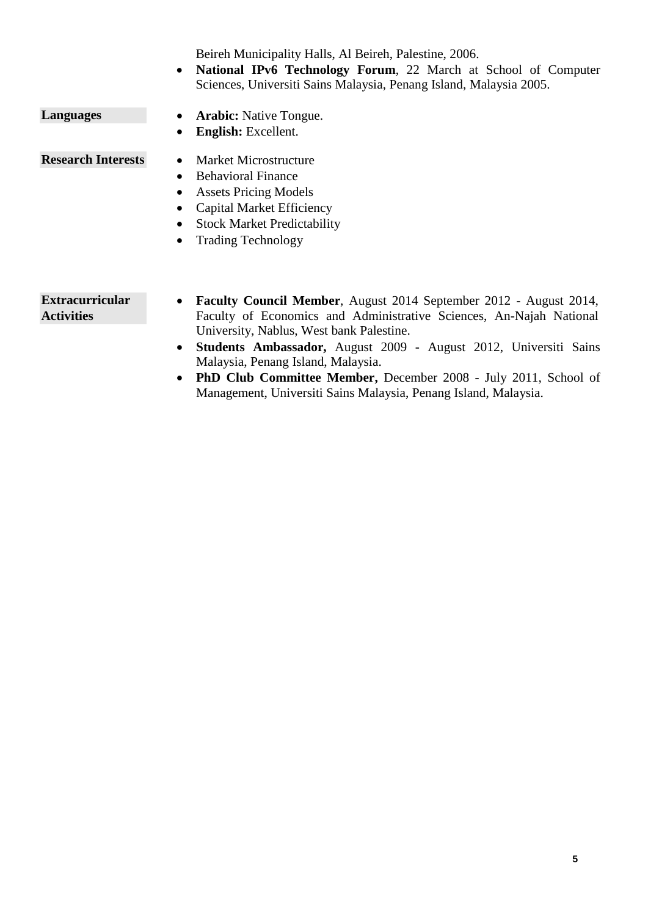Beireh Municipality Halls, Al Beireh, Palestine, 2006.

- **National IPv6 Technology Forum**, 22 March at School of Computer Sciences, Universiti Sains Malaysia, Penang Island, Malaysia 2005.

## Languages

- **Arabic:** Native Tongue.
- **English:** Excellent.

## Research Interests

- Market Microstructure
- Behavioral Finance
- Assets Pricing Models
- Capital Market Efficiency
- Stock Market Predictability
- Trading Technology

## Extracurricular Activities

- **Faculty Council Member**, August 2014 September 2012 - August 2014, Faculty of Economics and Administrative Sciences, An-Najah National University, Nablus, West bank Palestine.
- **Students Ambassador,** August 2009 - August 2012, Universiti Sains Malaysia, Penang Island, Malaysia.
- **PhD Club Committee Member,** December 2008 - July 2011, School of Management, Universiti Sains Malaysia, Penang Island, Malaysia.